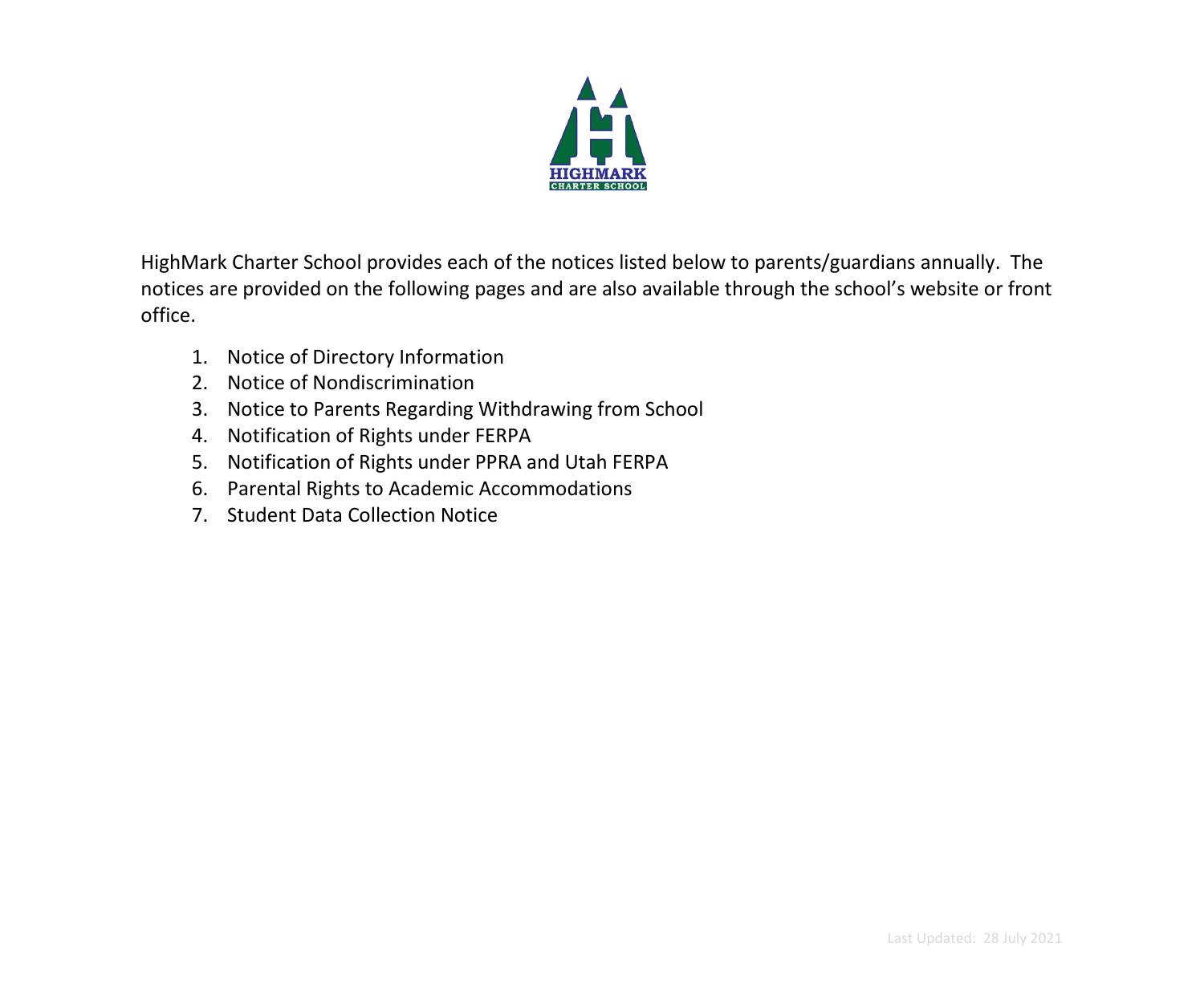HighMark Charter School provides each of the notices listed below to parents/guardians annually. The notices are provided on the following pages and are also available through the school's website or front office.

1. Notice of Directory Information
2. Notice of Nondiscrimination
3. Notice to Parents Regarding Withdrawing from School
4. Notification of Rights under FERPA
5. Notification of Rights under PPRA and Utah FERPA
6. Parental Rights to Academic Accommodations
7. Student Data Collection Notice

Last Updated: 28 July 2021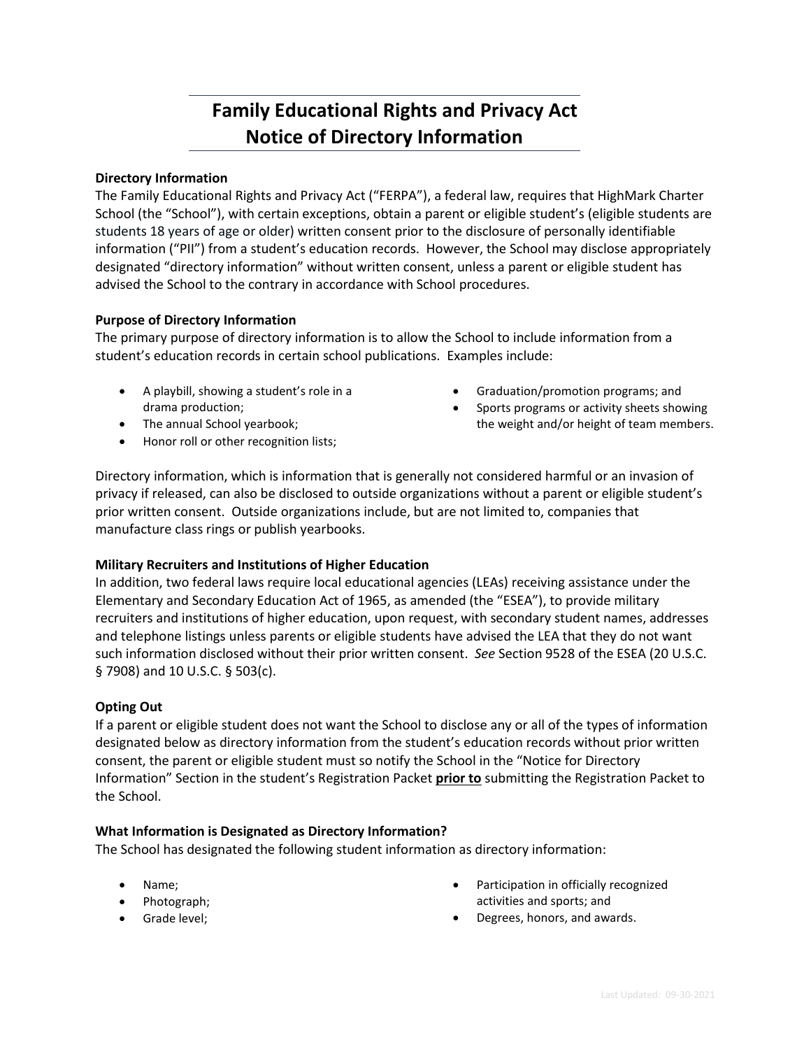# Family Educational Rights and Privacy Act
# Notice of Directory Information

**Directory Information**

The Family Educational Rights and Privacy Act ("FERPA"), a federal law, requires that HighMark Charter School (the "School"), with certain exceptions, obtain a parent or eligible student's (eligible students are students 18 years of age or older) written consent prior to the disclosure of personally identifiable information ("PII") from a student's education records. However, the School may disclose appropriately designated "directory information" without written consent, unless a parent or eligible student has advised the School to the contrary in accordance with School procedures.

**Purpose of Directory Information**

The primary purpose of directory information is to allow the School to include information from a student's education records in certain school publications. Examples include:

- A playbill, showing a student's role in a drama production;
- The annual School yearbook;
- Honor roll or other recognition lists;
- Graduation/promotion programs; and
- Sports programs or activity sheets showing the weight and/or height of team members.

Directory information, which is information that is generally not considered harmful or an invasion of privacy if released, can also be disclosed to outside organizations without a parent or eligible student's prior written consent. Outside organizations include, but are not limited to, companies that manufacture class rings or publish yearbooks.

**Military Recruiters and Institutions of Higher Education**

In addition, two federal laws require local educational agencies (LEAs) receiving assistance under the Elementary and Secondary Education Act of 1965, as amended (the "ESEA"), to provide military recruiters and institutions of higher education, upon request, with secondary student names, addresses and telephone listings unless parents or eligible students have advised the LEA that they do not want such information disclosed without their prior written consent. *See* Section 9528 of the ESEA (20 U.S.C. § 7908) and 10 U.S.C. § 503(c).

**Opting Out**

If a parent or eligible student does not want the School to disclose any or all of the types of information designated below as directory information from the student's education records without prior written consent, the parent or eligible student must so notify the School in the "Notice for Directory Information" Section in the student's Registration Packet **prior to** submitting the Registration Packet to the School.

**What Information is Designated as Directory Information?**

The School has designated the following student information as directory information:

- Name;
- Photograph;
- Grade level;
- Participation in officially recognized activities and sports; and
- Degrees, honors, and awards.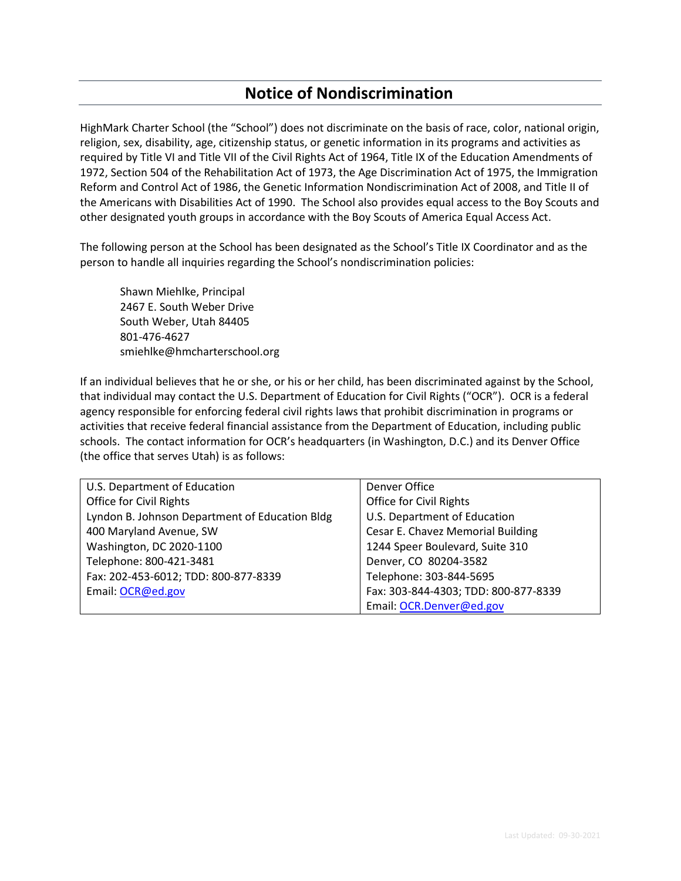# Notice of Nondiscrimination

HighMark Charter School (the "School") does not discriminate on the basis of race, color, national origin, religion, sex, disability, age, citizenship status, or genetic information in its programs and activities as required by Title VI and Title VII of the Civil Rights Act of 1964, Title IX of the Education Amendments of 1972, Section 504 of the Rehabilitation Act of 1973, the Age Discrimination Act of 1975, the Immigration Reform and Control Act of 1986, the Genetic Information Nondiscrimination Act of 2008, and Title II of the Americans with Disabilities Act of 1990. The School also provides equal access to the Boy Scouts and other designated youth groups in accordance with the Boy Scouts of America Equal Access Act.

The following person at the School has been designated as the School's Title IX Coordinator and as the person to handle all inquiries regarding the School's nondiscrimination policies:

Shawn Miehlke, Principal
2467 E. South Weber Drive
South Weber, Utah 84405
801-476-4627
smiehlke@hmcharterschool.org

If an individual believes that he or she, or his or her child, has been discriminated against by the School, that individual may contact the U.S. Department of Education for Civil Rights ("OCR"). OCR is a federal agency responsible for enforcing federal civil rights laws that prohibit discrimination in programs or activities that receive federal financial assistance from the Department of Education, including public schools. The contact information for OCR's headquarters (in Washington, D.C.) and its Denver Office (the office that serves Utah) is as follows:

| U.S. Department of Education<br>Office for Civil Rights<br>Lyndon B. Johnson Department of Education Bldg<br>400 Maryland Avenue, SW<br>Washington, DC 2020-1100<br>Telephone: 800-421-3481<br>Fax: 202-453-6012; TDD: 800-877-8339<br>Email: OCR@ed.gov | Denver Office<br>Office for Civil Rights<br>U.S. Department of Education<br>Cesar E. Chavez Memorial Building<br>1244 Speer Boulevard, Suite 310<br>Denver, CO 80204-3582<br>Telephone: 303-844-5695<br>Fax: 303-844-4303; TDD: 800-877-8339<br>Email: OCR.Denver@ed.gov |
|---|---|

Last Updated: 09-30-2021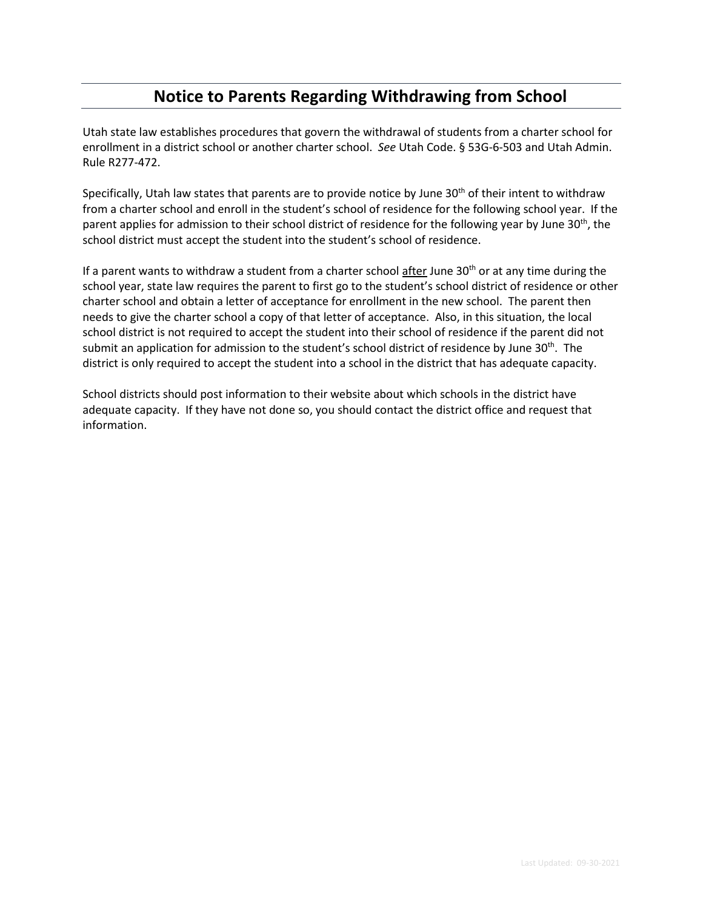# Notice to Parents Regarding Withdrawing from School

Utah state law establishes procedures that govern the withdrawal of students from a charter school for enrollment in a district school or another charter school. *See* Utah Code. § 53G-6-503 and Utah Admin. Rule R277-472.

Specifically, Utah law states that parents are to provide notice by June 30th of their intent to withdraw from a charter school and enroll in the student's school of residence for the following school year. If the parent applies for admission to their school district of residence for the following year by June 30th, the school district must accept the student into the student's school of residence.

If a parent wants to withdraw a student from a charter school <u>after</u> June 30th or at any time during the school year, state law requires the parent to first go to the student's school district of residence or other charter school and obtain a letter of acceptance for enrollment in the new school. The parent then needs to give the charter school a copy of that letter of acceptance. Also, in this situation, the local school district is not required to accept the student into their school of residence if the parent did not submit an application for admission to the student's school district of residence by June 30th. The district is only required to accept the student into a school in the district that has adequate capacity.

School districts should post information to their website about which schools in the district have adequate capacity. If they have not done so, you should contact the district office and request that information.

Last Updated: 09-30-2021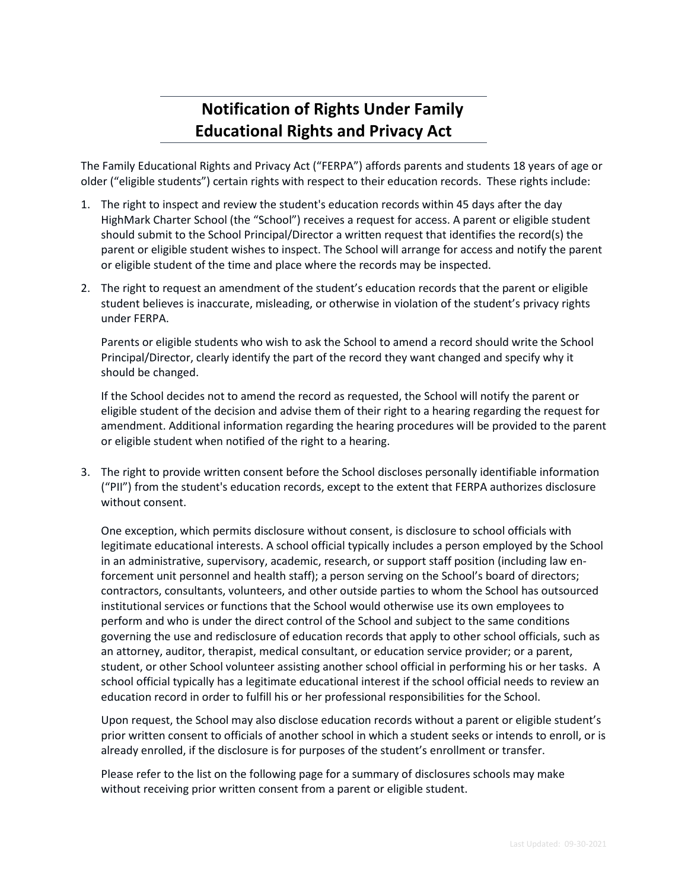# Notification of Rights Under Family Educational Rights and Privacy Act

The Family Educational Rights and Privacy Act ("FERPA") affords parents and students 18 years of age or older ("eligible students") certain rights with respect to their education records. These rights include:

1. The right to inspect and review the student's education records within 45 days after the day HighMark Charter School (the "School") receives a request for access. A parent or eligible student should submit to the School Principal/Director a written request that identifies the record(s) the parent or eligible student wishes to inspect. The School will arrange for access and notify the parent or eligible student of the time and place where the records may be inspected.

2. The right to request an amendment of the student's education records that the parent or eligible student believes is inaccurate, misleading, or otherwise in violation of the student's privacy rights under FERPA.

   Parents or eligible students who wish to ask the School to amend a record should write the School Principal/Director, clearly identify the part of the record they want changed and specify why it should be changed.

   If the School decides not to amend the record as requested, the School will notify the parent or eligible student of the decision and advise them of their right to a hearing regarding the request for amendment. Additional information regarding the hearing procedures will be provided to the parent or eligible student when notified of the right to a hearing.

3. The right to provide written consent before the School discloses personally identifiable information ("PII") from the student's education records, except to the extent that FERPA authorizes disclosure without consent.

   One exception, which permits disclosure without consent, is disclosure to school officials with legitimate educational interests. A school official typically includes a person employed by the School in an administrative, supervisory, academic, research, or support staff position (including law enforcement unit personnel and health staff); a person serving on the School's board of directors; contractors, consultants, volunteers, and other outside parties to whom the School has outsourced institutional services or functions that the School would otherwise use its own employees to perform and who is under the direct control of the School and subject to the same conditions governing the use and redisclosure of education records that apply to other school officials, such as an attorney, auditor, therapist, medical consultant, or education service provider; or a parent, student, or other School volunteer assisting another school official in performing his or her tasks. A school official typically has a legitimate educational interest if the school official needs to review an education record in order to fulfill his or her professional responsibilities for the School.

   Upon request, the School may also disclose education records without a parent or eligible student's prior written consent to officials of another school in which a student seeks or intends to enroll, or is already enrolled, if the disclosure is for purposes of the student's enrollment or transfer.

   Please refer to the list on the following page for a summary of disclosures schools may make without receiving prior written consent from a parent or eligible student.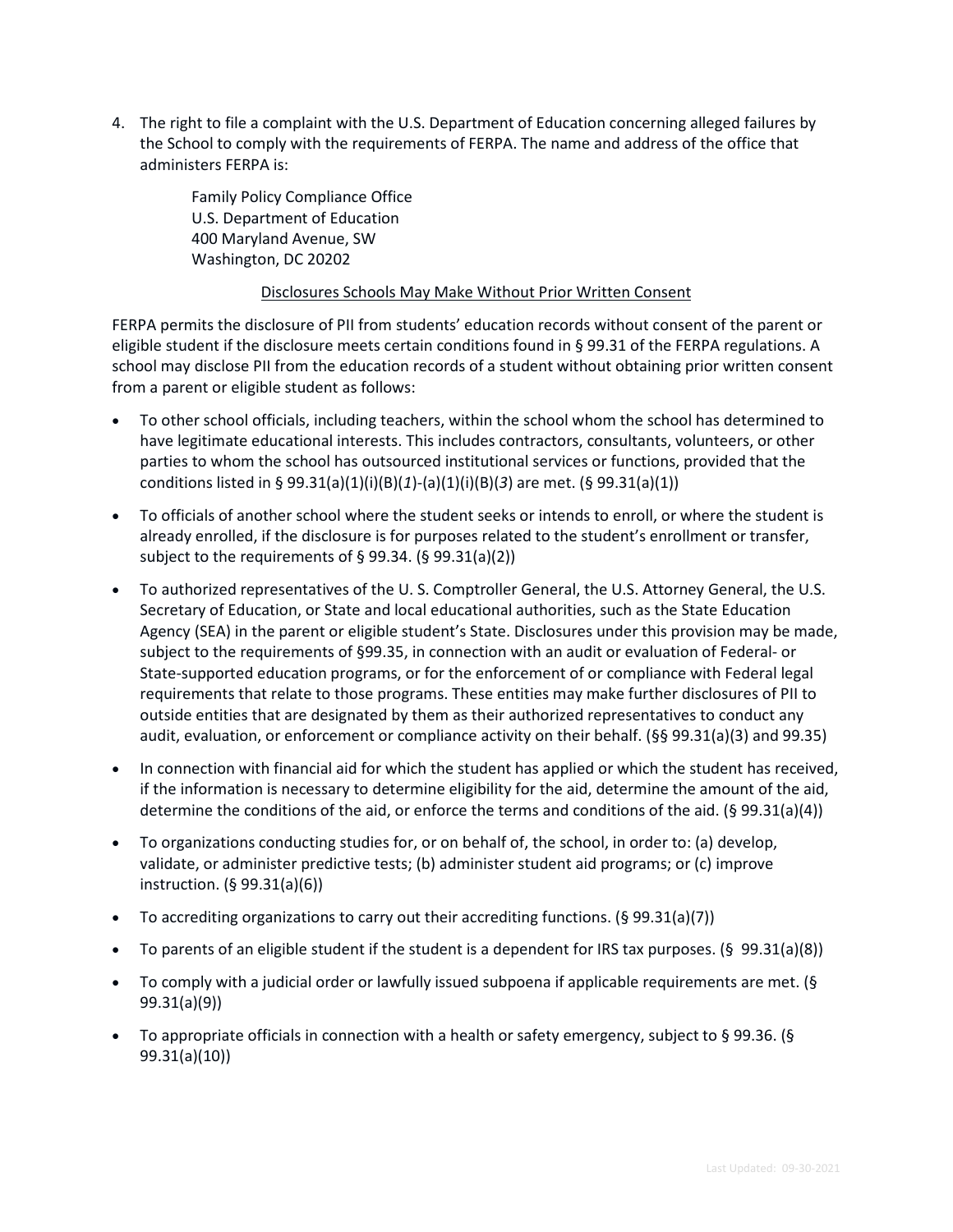4. The right to file a complaint with the U.S. Department of Education concerning alleged failures by the School to comply with the requirements of FERPA. The name and address of the office that administers FERPA is:

   Family Policy Compliance Office
   U.S. Department of Education
   400 Maryland Avenue, SW
   Washington, DC 20202

<u>Disclosures Schools May Make Without Prior Written Consent</u>

FERPA permits the disclosure of PII from students' education records without consent of the parent or eligible student if the disclosure meets certain conditions found in § 99.31 of the FERPA regulations. A school may disclose PII from the education records of a student without obtaining prior written consent from a parent or eligible student as follows:

- To other school officials, including teachers, within the school whom the school has determined to have legitimate educational interests. This includes contractors, consultants, volunteers, or other parties to whom the school has outsourced institutional services or functions, provided that the conditions listed in § 99.31(a)(1)(i)(B)(*1*)-(a)(1)(i)(B)(*3*) are met. (§ 99.31(a)(1))
- To officials of another school where the student seeks or intends to enroll, or where the student is already enrolled, if the disclosure is for purposes related to the student's enrollment or transfer, subject to the requirements of § 99.34. (§ 99.31(a)(2))
- To authorized representatives of the U. S. Comptroller General, the U.S. Attorney General, the U.S. Secretary of Education, or State and local educational authorities, such as the State Education Agency (SEA) in the parent or eligible student's State. Disclosures under this provision may be made, subject to the requirements of §99.35, in connection with an audit or evaluation of Federal- or State-supported education programs, or for the enforcement of or compliance with Federal legal requirements that relate to those programs. These entities may make further disclosures of PII to outside entities that are designated by them as their authorized representatives to conduct any audit, evaluation, or enforcement or compliance activity on their behalf. (§§ 99.31(a)(3) and 99.35)
- In connection with financial aid for which the student has applied or which the student has received, if the information is necessary to determine eligibility for the aid, determine the amount of the aid, determine the conditions of the aid, or enforce the terms and conditions of the aid. (§ 99.31(a)(4))
- To organizations conducting studies for, or on behalf of, the school, in order to: (a) develop, validate, or administer predictive tests; (b) administer student aid programs; or (c) improve instruction. (§ 99.31(a)(6))
- To accrediting organizations to carry out their accrediting functions. (§ 99.31(a)(7))
- To parents of an eligible student if the student is a dependent for IRS tax purposes. (§ 99.31(a)(8))
- To comply with a judicial order or lawfully issued subpoena if applicable requirements are met. (§ 99.31(a)(9))
- To appropriate officials in connection with a health or safety emergency, subject to § 99.36. (§ 99.31(a)(10))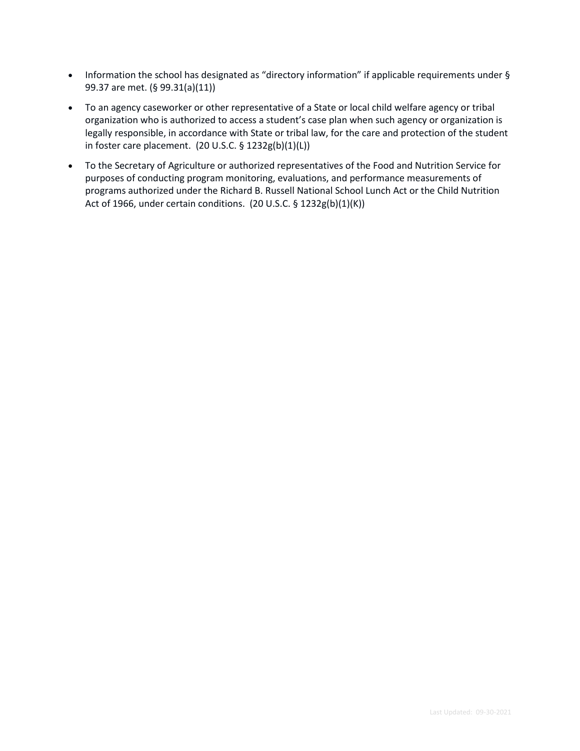- Information the school has designated as "directory information" if applicable requirements under § 99.37 are met. (§ 99.31(a)(11))
- To an agency caseworker or other representative of a State or local child welfare agency or tribal organization who is authorized to access a student's case plan when such agency or organization is legally responsible, in accordance with State or tribal law, for the care and protection of the student in foster care placement. (20 U.S.C. § 1232g(b)(1)(L))
- To the Secretary of Agriculture or authorized representatives of the Food and Nutrition Service for purposes of conducting program monitoring, evaluations, and performance measurements of programs authorized under the Richard B. Russell National School Lunch Act or the Child Nutrition Act of 1966, under certain conditions. (20 U.S.C. § 1232g(b)(1)(K))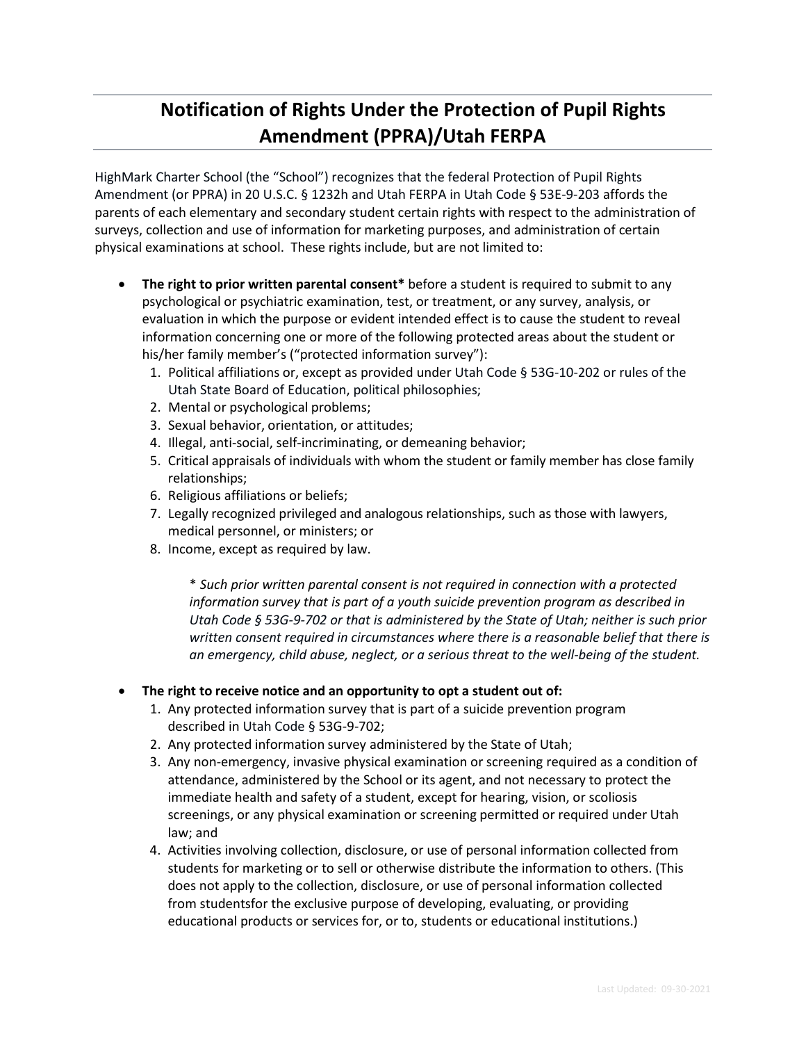# Notification of Rights Under the Protection of Pupil Rights Amendment (PPRA)/Utah FERPA

HighMark Charter School (the "School") recognizes that the federal Protection of Pupil Rights Amendment (or PPRA) in 20 U.S.C. § 1232h and Utah FERPA in Utah Code § 53E-9-203 affords the parents of each elementary and secondary student certain rights with respect to the administration of surveys, collection and use of information for marketing purposes, and administration of certain physical examinations at school. These rights include, but are not limited to:

- **The right to prior written parental consent*** before a student is required to submit to any psychological or psychiatric examination, test, or treatment, or any survey, analysis, or evaluation in which the purpose or evident intended effect is to cause the student to reveal information concerning one or more of the following protected areas about the student or his/her family member's ("protected information survey"):
  1. Political affiliations or, except as provided under Utah Code § 53G-10-202 or rules of the Utah State Board of Education, political philosophies;
  2. Mental or psychological problems;
  3. Sexual behavior, orientation, or attitudes;
  4. Illegal, anti-social, self-incriminating, or demeaning behavior;
  5. Critical appraisals of individuals with whom the student or family member has close family relationships;
  6. Religious affiliations or beliefs;
  7. Legally recognized privileged and analogous relationships, such as those with lawyers, medical personnel, or ministers; or
  8. Income, except as required by law.

  *\* Such prior written parental consent is not required in connection with a protected information survey that is part of a youth suicide prevention program as described in Utah Code § 53G-9-702 or that is administered by the State of Utah; neither is such prior written consent required in circumstances where there is a reasonable belief that there is an emergency, child abuse, neglect, or a serious threat to the well-being of the student.*

- **The right to receive notice and an opportunity to opt a student out of:**
  1. Any protected information survey that is part of a suicide prevention program described in Utah Code § 53G-9-702;
  2. Any protected information survey administered by the State of Utah;
  3. Any non-emergency, invasive physical examination or screening required as a condition of attendance, administered by the School or its agent, and not necessary to protect the immediate health and safety of a student, except for hearing, vision, or scoliosis screenings, or any physical examination or screening permitted or required under Utah law; and
  4. Activities involving collection, disclosure, or use of personal information collected from students for marketing or to sell or otherwise distribute the information to others. (This does not apply to the collection, disclosure, or use of personal information collected from studentsfor the exclusive purpose of developing, evaluating, or providing educational products or services for, or to, students or educational institutions.)

Last Updated: 09-30-2021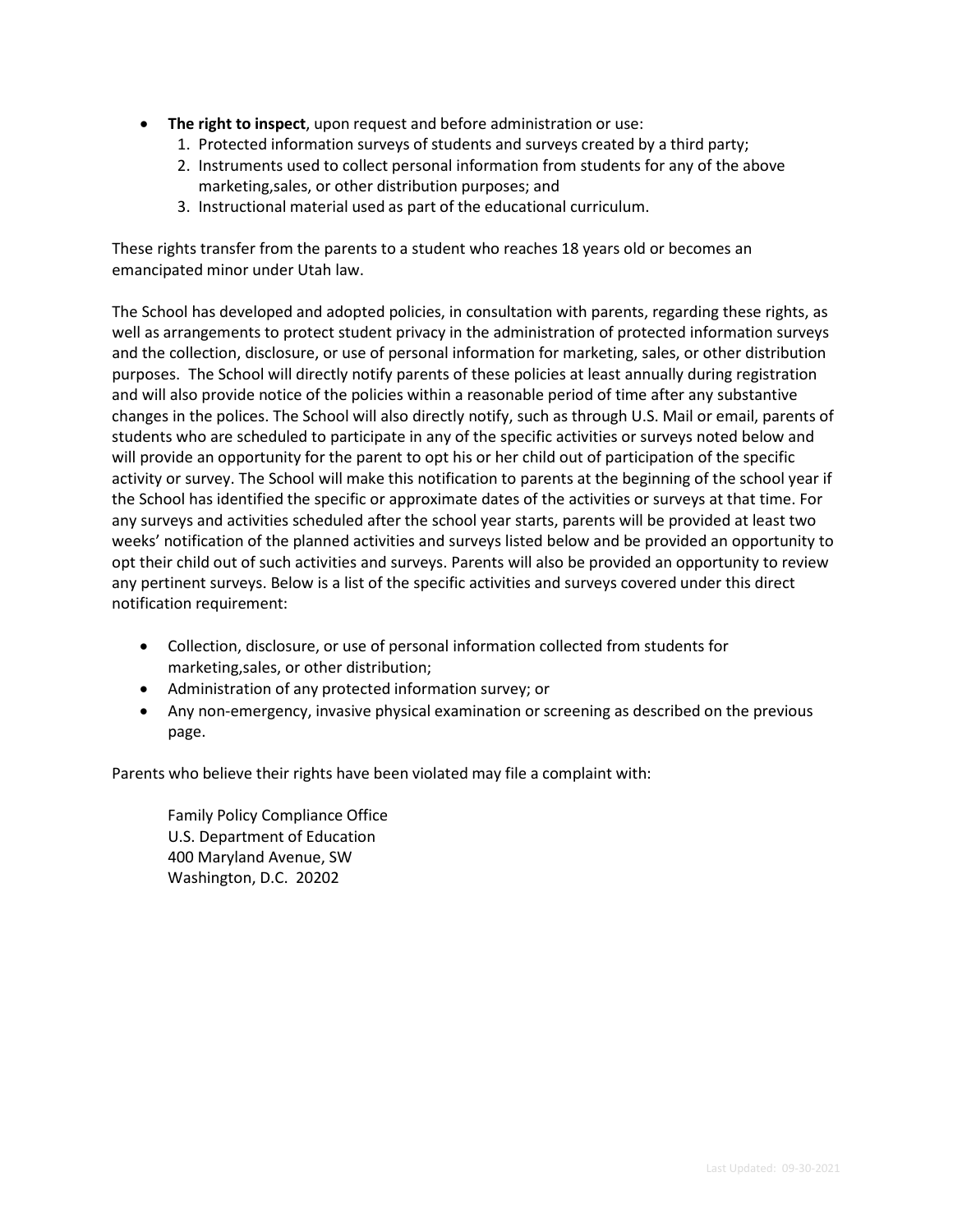- **The right to inspect**, upon request and before administration or use:
  1. Protected information surveys of students and surveys created by a third party;
  2. Instruments used to collect personal information from students for any of the above marketing,sales, or other distribution purposes; and
  3. Instructional material used as part of the educational curriculum.

These rights transfer from the parents to a student who reaches 18 years old or becomes an emancipated minor under Utah law.

The School has developed and adopted policies, in consultation with parents, regarding these rights, as well as arrangements to protect student privacy in the administration of protected information surveys and the collection, disclosure, or use of personal information for marketing, sales, or other distribution purposes. The School will directly notify parents of these policies at least annually during registration and will also provide notice of the policies within a reasonable period of time after any substantive changes in the polices. The School will also directly notify, such as through U.S. Mail or email, parents of students who are scheduled to participate in any of the specific activities or surveys noted below and will provide an opportunity for the parent to opt his or her child out of participation of the specific activity or survey. The School will make this notification to parents at the beginning of the school year if the School has identified the specific or approximate dates of the activities or surveys at that time. For any surveys and activities scheduled after the school year starts, parents will be provided at least two weeks' notification of the planned activities and surveys listed below and be provided an opportunity to opt their child out of such activities and surveys. Parents will also be provided an opportunity to review any pertinent surveys. Below is a list of the specific activities and surveys covered under this direct notification requirement:

- Collection, disclosure, or use of personal information collected from students for marketing,sales, or other distribution;
- Administration of any protected information survey; or
- Any non-emergency, invasive physical examination or screening as described on the previous page.

Parents who believe their rights have been violated may file a complaint with:

Family Policy Compliance Office
U.S. Department of Education
400 Maryland Avenue, SW
Washington, D.C. 20202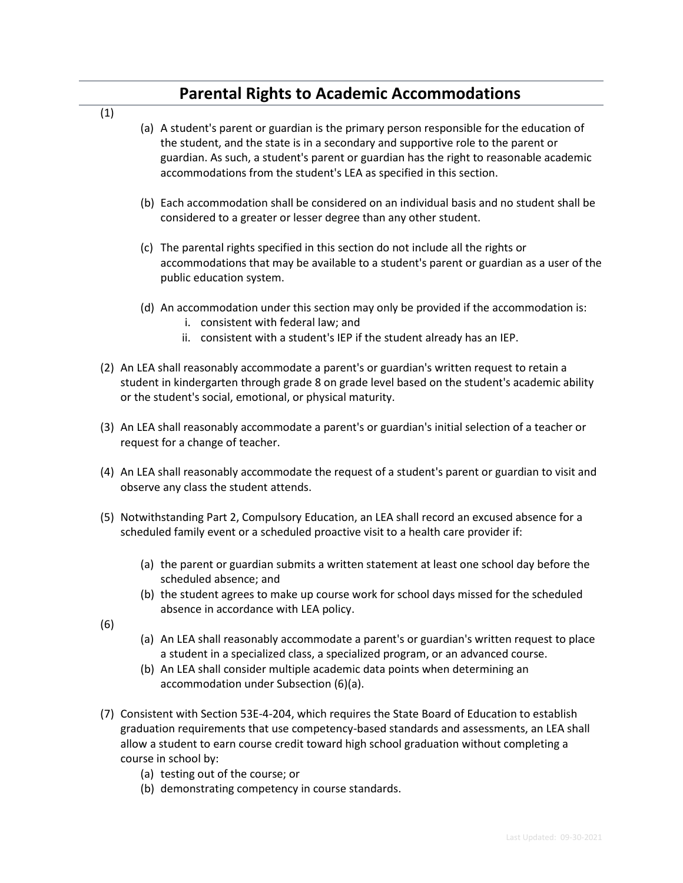## Parental Rights to Academic Accommodations

(1)

(a) A student's parent or guardian is the primary person responsible for the education of the student, and the state is in a secondary and supportive role to the parent or guardian. As such, a student's parent or guardian has the right to reasonable academic accommodations from the student's LEA as specified in this section.

(b) Each accommodation shall be considered on an individual basis and no student shall be considered to a greater or lesser degree than any other student.

(c) The parental rights specified in this section do not include all the rights or accommodations that may be available to a student's parent or guardian as a user of the public education system.

(d) An accommodation under this section may only be provided if the accommodation is:

i. consistent with federal law; and

ii. consistent with a student's IEP if the student already has an IEP.

(2) An LEA shall reasonably accommodate a parent's or guardian's written request to retain a student in kindergarten through grade 8 on grade level based on the student's academic ability or the student's social, emotional, or physical maturity.

(3) An LEA shall reasonably accommodate a parent's or guardian's initial selection of a teacher or request for a change of teacher.

(4) An LEA shall reasonably accommodate the request of a student's parent or guardian to visit and observe any class the student attends.

(5) Notwithstanding Part 2, Compulsory Education, an LEA shall record an excused absence for a scheduled family event or a scheduled proactive visit to a health care provider if:

(a) the parent or guardian submits a written statement at least one school day before the scheduled absence; and

(b) the student agrees to make up course work for school days missed for the scheduled absence in accordance with LEA policy.

(6)

(a) An LEA shall reasonably accommodate a parent's or guardian's written request to place a student in a specialized class, a specialized program, or an advanced course.

(b) An LEA shall consider multiple academic data points when determining an accommodation under Subsection (6)(a).

(7) Consistent with Section 53E-4-204, which requires the State Board of Education to establish graduation requirements that use competency-based standards and assessments, an LEA shall allow a student to earn course credit toward high school graduation without completing a course in school by:

(a) testing out of the course; or

(b) demonstrating competency in course standards.

Last Updated: 09-30-2021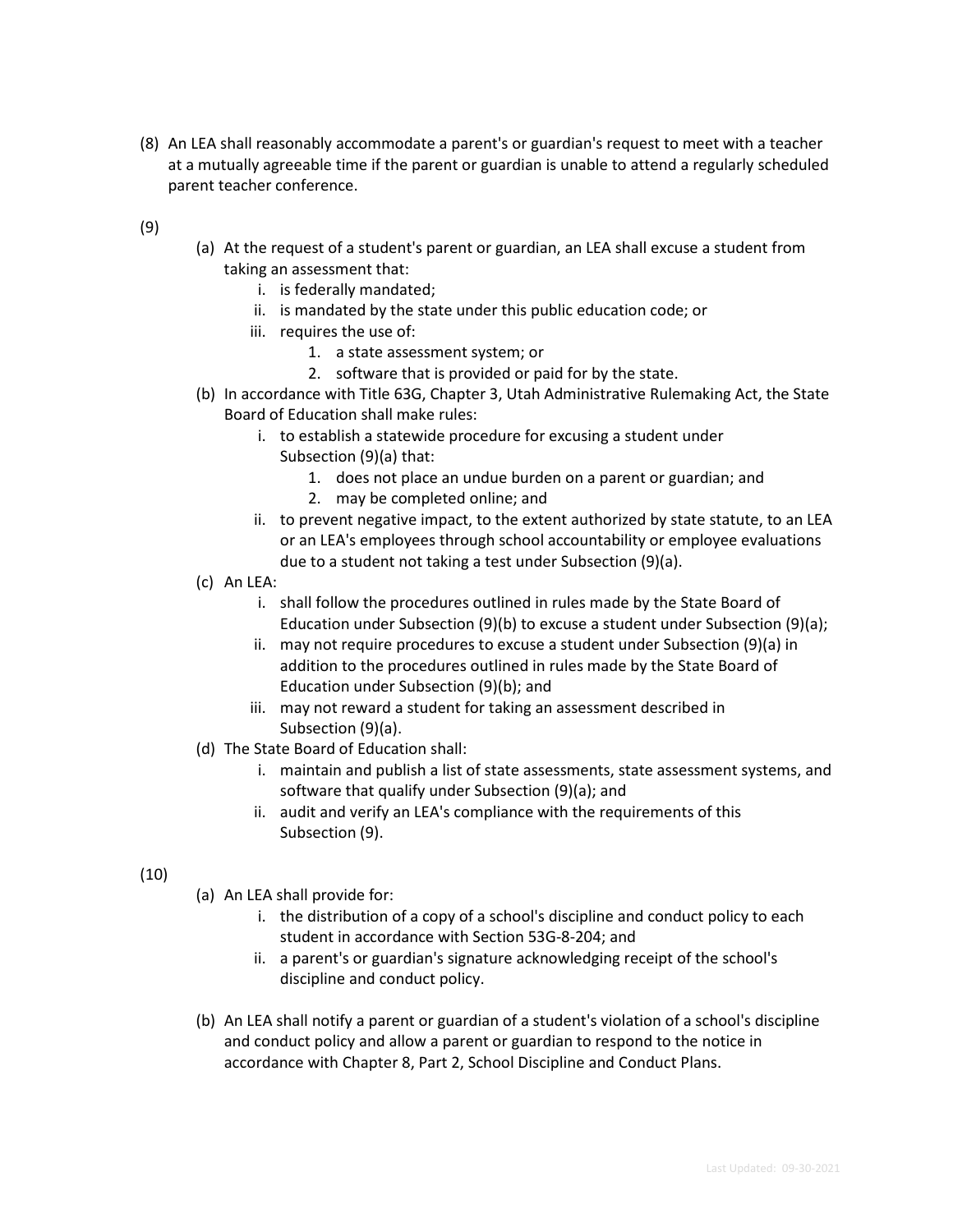(8) An LEA shall reasonably accommodate a parent's or guardian's request to meet with a teacher at a mutually agreeable time if the parent or guardian is unable to attend a regularly scheduled parent teacher conference.

(9)

- (a) At the request of a student's parent or guardian, an LEA shall excuse a student from taking an assessment that:
  - i. is federally mandated;
  - ii. is mandated by the state under this public education code; or
  - iii. requires the use of:
    1. a state assessment system; or
    2. software that is provided or paid for by the state.
- (b) In accordance with Title 63G, Chapter 3, Utah Administrative Rulemaking Act, the State Board of Education shall make rules:
  - i. to establish a statewide procedure for excusing a student under Subsection (9)(a) that:
    1. does not place an undue burden on a parent or guardian; and
    2. may be completed online; and
  - ii. to prevent negative impact, to the extent authorized by state statute, to an LEA or an LEA's employees through school accountability or employee evaluations due to a student not taking a test under Subsection (9)(a).
- (c) An LEA:
  - i. shall follow the procedures outlined in rules made by the State Board of Education under Subsection (9)(b) to excuse a student under Subsection (9)(a);
  - ii. may not require procedures to excuse a student under Subsection (9)(a) in addition to the procedures outlined in rules made by the State Board of Education under Subsection (9)(b); and
  - iii. may not reward a student for taking an assessment described in Subsection (9)(a).
- (d) The State Board of Education shall:
  - i. maintain and publish a list of state assessments, state assessment systems, and software that qualify under Subsection (9)(a); and
  - ii. audit and verify an LEA's compliance with the requirements of this Subsection (9).

(10)

- (a) An LEA shall provide for:
  - i. the distribution of a copy of a school's discipline and conduct policy to each student in accordance with Section 53G-8-204; and
  - ii. a parent's or guardian's signature acknowledging receipt of the school's discipline and conduct policy.
- (b) An LEA shall notify a parent or guardian of a student's violation of a school's discipline and conduct policy and allow a parent or guardian to respond to the notice in accordance with Chapter 8, Part 2, School Discipline and Conduct Plans.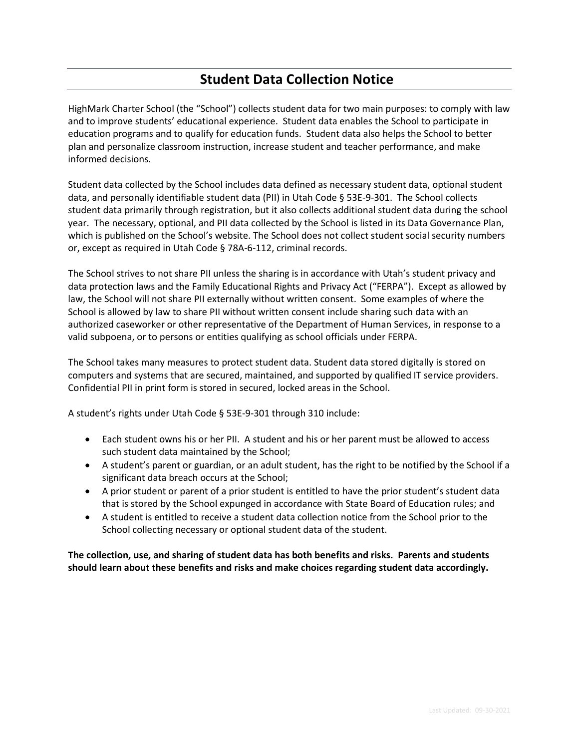# Student Data Collection Notice

HighMark Charter School (the "School") collects student data for two main purposes: to comply with law and to improve students' educational experience. Student data enables the School to participate in education programs and to qualify for education funds. Student data also helps the School to better plan and personalize classroom instruction, increase student and teacher performance, and make informed decisions.

Student data collected by the School includes data defined as necessary student data, optional student data, and personally identifiable student data (PII) in Utah Code § 53E-9-301. The School collects student data primarily through registration, but it also collects additional student data during the school year. The necessary, optional, and PII data collected by the School is listed in its Data Governance Plan, which is published on the School's website. The School does not collect student social security numbers or, except as required in Utah Code § 78A-6-112, criminal records.

The School strives to not share PII unless the sharing is in accordance with Utah's student privacy and data protection laws and the Family Educational Rights and Privacy Act ("FERPA"). Except as allowed by law, the School will not share PII externally without written consent. Some examples of where the School is allowed by law to share PII without written consent include sharing such data with an authorized caseworker or other representative of the Department of Human Services, in response to a valid subpoena, or to persons or entities qualifying as school officials under FERPA.

The School takes many measures to protect student data. Student data stored digitally is stored on computers and systems that are secured, maintained, and supported by qualified IT service providers. Confidential PII in print form is stored in secured, locked areas in the School.

A student's rights under Utah Code § 53E-9-301 through 310 include:

- Each student owns his or her PII. A student and his or her parent must be allowed to access such student data maintained by the School;
- A student's parent or guardian, or an adult student, has the right to be notified by the School if a significant data breach occurs at the School;
- A prior student or parent of a prior student is entitled to have the prior student's student data that is stored by the School expunged in accordance with State Board of Education rules; and
- A student is entitled to receive a student data collection notice from the School prior to the School collecting necessary or optional student data of the student.

**The collection, use, and sharing of student data has both benefits and risks. Parents and students should learn about these benefits and risks and make choices regarding student data accordingly.**

Last Updated: 09-30-2021